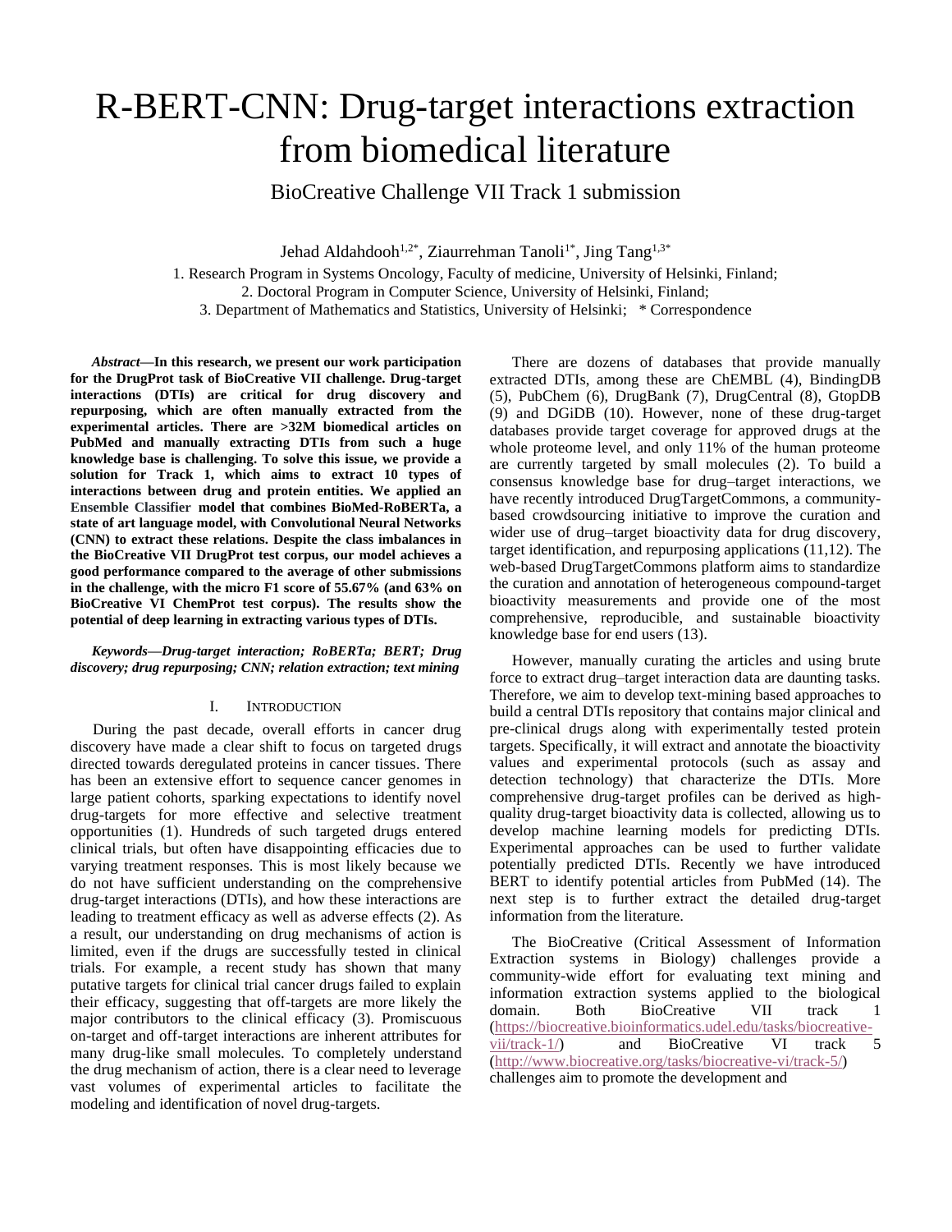# R-BERT-CNN: Drug-target interactions extraction from biomedical literature

BioCreative Challenge VII Track 1 submission

Jehad Aldahdooh[1,2*], Ziaurrehman Tanoli[1*], Jing Tang[1,3*]

1. Research Program in Systems Oncology, Faculty of medicine, University of Helsinki, Finland;
2. Doctoral Program in Computer Science, University of Helsinki, Finland;
3. Department of Mathematics and Statistics, University of Helsinki; * Correspondence

***Abstract*—In this research, we present our work participation for the DrugProt task of BioCreative VII challenge. Drug-target interactions (DTIs) are critical for drug discovery and repurposing, which are often manually extracted from the experimental articles. There are >32M biomedical articles on PubMed and manually extracting DTIs from such a huge knowledge base is challenging. To solve this issue, we provide a solution for Track 1, which aims to extract 10 types of interactions between drug and protein entities. We applied an Ensemble Classifier model that combines BioMed-RoBERTa, a state of art language model, with Convolutional Neural Networks (CNN) to extract these relations. Despite the class imbalances in the BioCreative VII DrugProt test corpus, our model achieves a good performance compared to the average of other submissions in the challenge, with the micro F1 score of 55.67% (and 63% on BioCreative VI ChemProt test corpus). The results show the potential of deep learning in extracting various types of DTIs.**

***Keywords—Drug-target interaction; RoBERTa; BERT; Drug discovery; drug repurposing; CNN; relation extraction; text mining***

## I. Introduction

During the past decade, overall efforts in cancer drug discovery have made a clear shift to focus on targeted drugs directed towards deregulated proteins in cancer tissues. There has been an extensive effort to sequence cancer genomes in large patient cohorts, sparking expectations to identify novel drug-targets for more effective and selective treatment opportunities (1). Hundreds of such targeted drugs entered clinical trials, but often have disappointing efficacies due to varying treatment responses. This is most likely because we do not have sufficient understanding on the comprehensive drug-target interactions (DTIs), and how these interactions are leading to treatment efficacy as well as adverse effects (2). As a result, our understanding on drug mechanisms of action is limited, even if the drugs are successfully tested in clinical trials. For example, a recent study has shown that many putative targets for clinical trial cancer drugs failed to explain their efficacy, suggesting that off-targets are more likely the major contributors to the clinical efficacy (3). Promiscuous on-target and off-target interactions are inherent attributes for many drug-like small molecules. To completely understand the drug mechanism of action, there is a clear need to leverage vast volumes of experimental articles to facilitate the modeling and identification of novel drug-targets.

There are dozens of databases that provide manually extracted DTIs, among these are ChEMBL (4), BindingDB (5), PubChem (6), DrugBank (7), DrugCentral (8), GtopDB (9) and DGiDB (10). However, none of these drug-target databases provide target coverage for approved drugs at the whole proteome level, and only 11% of the human proteome are currently targeted by small molecules (2). To build a consensus knowledge base for drug–target interactions, we have recently introduced DrugTargetCommons, a community-based crowdsourcing initiative to improve the curation and wider use of drug–target bioactivity data for drug discovery, target identification, and repurposing applications (11,12). The web-based DrugTargetCommons platform aims to standardize the curation and annotation of heterogeneous compound-target bioactivity measurements and provide one of the most comprehensive, reproducible, and sustainable bioactivity knowledge base for end users (13).

However, manually curating the articles and using brute force to extract drug–target interaction data are daunting tasks. Therefore, we aim to develop text-mining based approaches to build a central DTIs repository that contains major clinical and pre-clinical drugs along with experimentally tested protein targets. Specifically, it will extract and annotate the bioactivity values and experimental protocols (such as assay and detection technology) that characterize the DTIs. More comprehensive drug-target profiles can be derived as high-quality drug-target bioactivity data is collected, allowing us to develop machine learning models for predicting DTIs. Experimental approaches can be used to further validate potentially predicted DTIs. Recently we have introduced BERT to identify potential articles from PubMed (14). The next step is to further extract the detailed drug-target information from the literature.

The BioCreative (Critical Assessment of Information Extraction systems in Biology) challenges provide a community-wide effort for evaluating text mining and information extraction systems applied to the biological domain. Both BioCreative VII track 1 (https://biocreative.bioinformatics.udel.edu/tasks/biocreative-vii/track-1/) and BioCreative VI track 5 (http://www.biocreative.org/tasks/biocreative-vi/track-5/) challenges aim to promote the development and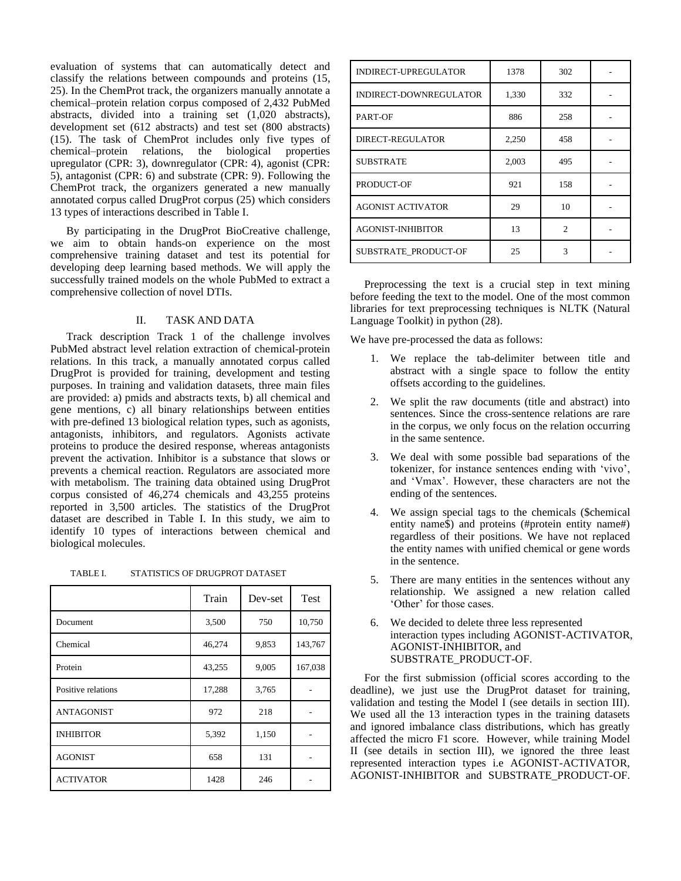evaluation of systems that can automatically detect and classify the relations between compounds and proteins (15, 25). In the ChemProt track, the organizers manually annotate a chemical–protein relation corpus composed of 2,432 PubMed abstracts, divided into a training set (1,020 abstracts), development set (612 abstracts) and test set (800 abstracts) (15). The task of ChemProt includes only five types of chemical–protein relations, the biological properties upregulator (CPR: 3), downregulator (CPR: 4), agonist (CPR: 5), antagonist (CPR: 6) and substrate (CPR: 9). Following the ChemProt track, the organizers generated a new manually annotated corpus called DrugProt corpus (25) which considers 13 types of interactions described in Table I.

By participating in the DrugProt BioCreative challenge, we aim to obtain hands-on experience on the most comprehensive training dataset and test its potential for developing deep learning based methods. We will apply the successfully trained models on the whole PubMed to extract a comprehensive collection of novel DTIs.

## II. TASK AND DATA

Track description Track 1 of the challenge involves PubMed abstract level relation extraction of chemical-protein relations. In this track, a manually annotated corpus called DrugProt is provided for training, development and testing purposes. In training and validation datasets, three main files are provided: a) pmids and abstracts texts, b) all chemical and gene mentions, c) all binary relationships between entities with pre-defined 13 biological relation types, such as agonists, antagonists, inhibitors, and regulators. Agonists activate proteins to produce the desired response, whereas antagonists prevent the activation. Inhibitor is a substance that slows or prevents a chemical reaction. Regulators are associated more with metabolism. The training data obtained using DrugProt corpus consisted of 46,274 chemicals and 43,255 proteins reported in 3,500 articles. The statistics of the DrugProt dataset are described in Table I. In this study, we aim to identify 10 types of interactions between chemical and biological molecules.

TABLE I. STATISTICS OF DRUGPROT DATASET

| | Train | Dev-set | Test |
|---|---|---|---|
| Document | 3,500 | 750 | 10,750 |
| Chemical | 46,274 | 9,853 | 143,767 |
| Protein | 43,255 | 9,005 | 167,038 |
| Positive relations | 17,288 | 3,765 | - |
| ANTAGONIST | 972 | 218 | - |
| INHIBITOR | 5,392 | 1,150 | - |
| AGONIST | 658 | 131 | - |
| ACTIVATOR | 1428 | 246 | - |
| INDIRECT-UPREGULATOR | 1378 | 302 | - |
| INDIRECT-DOWNREGULATOR | 1,330 | 332 | - |
| PART-OF | 886 | 258 | - |
| DIRECT-REGULATOR | 2,250 | 458 | - |
| SUBSTRATE | 2,003 | 495 | - |
| PRODUCT-OF | 921 | 158 | - |
| AGONIST ACTIVATOR | 29 | 10 | - |
| AGONIST-INHIBITOR | 13 | 2 | - |
| SUBSTRATE_PRODUCT-OF | 25 | 3 | - |

Preprocessing the text is a crucial step in text mining before feeding the text to the model. One of the most common libraries for text preprocessing techniques is NLTK (Natural Language Toolkit) in python (28).

We have pre-processed the data as follows:

1. We replace the tab-delimiter between title and abstract with a single space to follow the entity offsets according to the guidelines.
2. We split the raw documents (title and abstract) into sentences. Since the cross-sentence relations are rare in the corpus, we only focus on the relation occurring in the same sentence.
3. We deal with some possible bad separations of the tokenizer, for instance sentences ending with 'vivo', and 'Vmax'. However, these characters are not the ending of the sentences.
4. We assign special tags to the chemicals ($chemical entity name$) and proteins (#protein entity name#) regardless of their positions. We have not replaced the entity names with unified chemical or gene words in the sentence.
5. There are many entities in the sentences without any relationship. We assigned a new relation called 'Other' for those cases.
6. We decided to delete three less represented interaction types including AGONIST-ACTIVATOR, AGONIST-INHIBITOR, and SUBSTRATE_PRODUCT-OF.

For the first submission (official scores according to the deadline), we just use the DrugProt dataset for training, validation and testing the Model I (see details in section III). We used all the 13 interaction types in the training datasets and ignored imbalance class distributions, which has greatly affected the micro F1 score. However, while training Model II (see details in section III), we ignored the three least represented interaction types i.e AGONIST-ACTIVATOR, AGONIST-INHIBITOR and SUBSTRATE_PRODUCT-OF.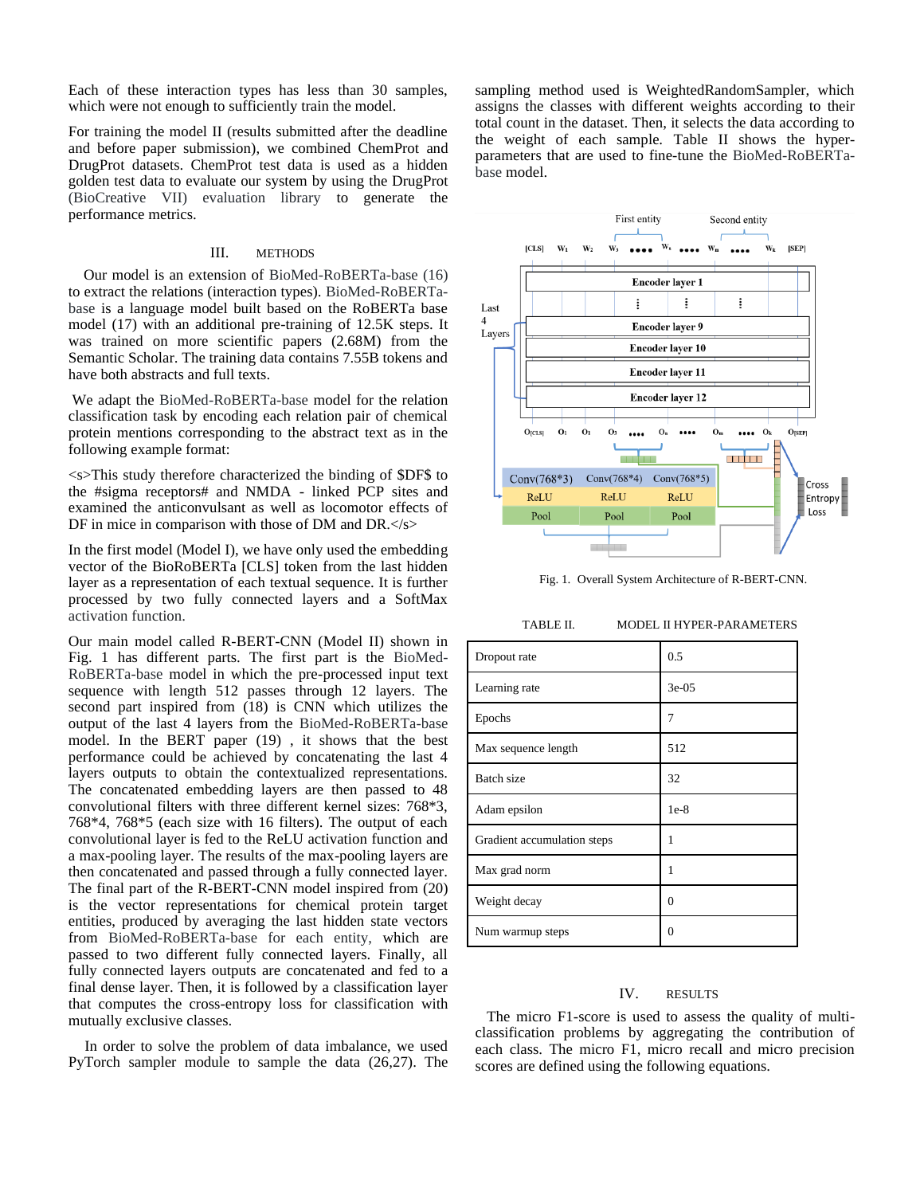Each of these interaction types has less than 30 samples, which were not enough to sufficiently train the model.

For training the model II (results submitted after the deadline and before paper submission), we combined ChemProt and DrugProt datasets. ChemProt test data is used as a hidden golden test data to evaluate our system by using the DrugProt (BioCreative VII) evaluation library to generate the performance metrics.

## III. METHODS

Our model is an extension of BioMed-RoBERTa-base (16) to extract the relations (interaction types). BioMed-RoBERTa-base is a language model built based on the RoBERTa base model (17) with an additional pre-training of 12.5K steps. It was trained on more scientific papers (2.68M) from the Semantic Scholar. The training data contains 7.55B tokens and have both abstracts and full texts.

We adapt the BioMed-RoBERTa-base model for the relation classification task by encoding each relation pair of chemical protein mentions corresponding to the abstract text as in the following example format:

<s>This study therefore characterized the binding of $DF$ to the #sigma receptors# and NMDA - linked PCP sites and examined the anticonvulsant as well as locomotor effects of DF in mice in comparison with those of DM and DR.</s>

In the first model (Model I), we have only used the embedding vector of the BioRoBERTa [CLS] token from the last hidden layer as a representation of each textual sequence. It is further processed by two fully connected layers and a SoftMax activation function.

Our main model called R-BERT-CNN (Model II) shown in Fig. 1 has different parts. The first part is the BioMed-RoBERTa-base model in which the pre-processed input text sequence with length 512 passes through 12 layers. The second part inspired from (18) is CNN which utilizes the output of the last 4 layers from the BioMed-RoBERTa-base model. In the BERT paper (19) , it shows that the best performance could be achieved by concatenating the last 4 layers outputs to obtain the contextualized representations. The concatenated embedding layers are then passed to 48 convolutional filters with three different kernel sizes: 768*3, 768*4, 768*5 (each size with 16 filters). The output of each convolutional layer is fed to the ReLU activation function and a max-pooling layer. The results of the max-pooling layers are then concatenated and passed through a fully connected layer. The final part of the R-BERT-CNN model inspired from (20) is the vector representations for chemical protein target entities, produced by averaging the last hidden state vectors from BioMed-RoBERTa-base for each entity, which are passed to two different fully connected layers. Finally, all fully connected layers outputs are concatenated and fed to a final dense layer. Then, it is followed by a classification layer that computes the cross-entropy loss for classification with mutually exclusive classes.

In order to solve the problem of data imbalance, we used PyTorch sampler module to sample the data (26,27). The sampling method used is WeightedRandomSampler, which assigns the classes with different weights according to their total count in the dataset. Then, it selects the data according to the weight of each sample. Table II shows the hyper-parameters that are used to fine-tune the BioMed-RoBERTa-base model.

Fig. 1. Overall System Architecture of R-BERT-CNN.

TABLE II. MODEL II HYPER-PARAMETERS

| | |
|---|---|
| Dropout rate | 0.5 |
| Learning rate | 3e-05 |
| Epochs | 7 |
| Max sequence length | 512 |
| Batch size | 32 |
| Adam epsilon | 1e-8 |
| Gradient accumulation steps | 1 |
| Max grad norm | 1 |
| Weight decay | 0 |
| Num warmup steps | 0 |

## IV. RESULTS

The micro F1-score is used to assess the quality of multi-classification problems by aggregating the contribution of each class. The micro F1, micro recall and micro precision scores are defined using the following equations.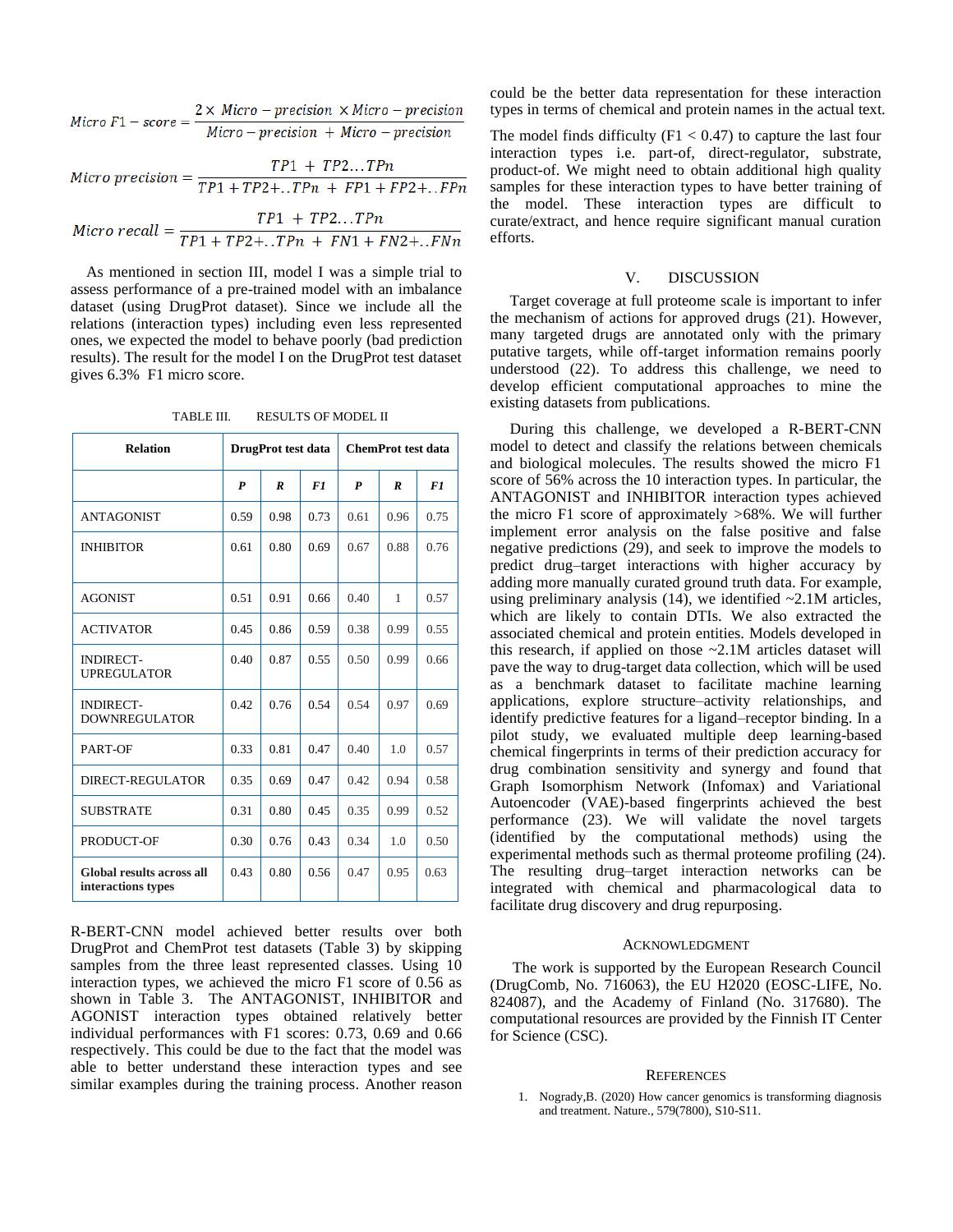$$Micro\ F1 - score = \frac{2 \times Micro - precision \times Micro - precision}{Micro - precision + Micro - precision}$$

$$Micro\ precision = \frac{TP1 + TP2 \ldots TPn}{TP1 + TP2 + ..TPn + FP1 + FP2 + ..FPn}$$

$$Micro\ recall = \frac{TP1 + TP2 \ldots TPn}{TP1 + TP2 + ..TPn + FN1 + FN2 + ..FNn}$$

As mentioned in section III, model I was a simple trial to assess performance of a pre-trained model with an imbalance dataset (using DrugProt dataset). Since we include all the relations (interaction types) including even less represented ones, we expected the model to behave poorly (bad prediction results). The result for the model I on the DrugProt test dataset gives 6.3% F1 micro score.

TABLE III. RESULTS OF MODEL II

| **Relation** | **DrugProt test data** | | | **ChemProt test data** | | |
|---|---|---|---|---|---|---|
| | ***P*** | ***R*** | ***F1*** | ***P*** | ***R*** | ***F1*** |
| ANTAGONIST | 0.59 | 0.98 | 0.73 | 0.61 | 0.96 | 0.75 |
| INHIBITOR | 0.61 | 0.80 | 0.69 | 0.67 | 0.88 | 0.76 |
| AGONIST | 0.51 | 0.91 | 0.66 | 0.40 | 1 | 0.57 |
| ACTIVATOR | 0.45 | 0.86 | 0.59 | 0.38 | 0.99 | 0.55 |
| INDIRECT-UPREGULATOR | 0.40 | 0.87 | 0.55 | 0.50 | 0.99 | 0.66 |
| INDIRECT-DOWNREGULATOR | 0.42 | 0.76 | 0.54 | 0.54 | 0.97 | 0.69 |
| PART-OF | 0.33 | 0.81 | 0.47 | 0.40 | 1.0 | 0.57 |
| DIRECT-REGULATOR | 0.35 | 0.69 | 0.47 | 0.42 | 0.94 | 0.58 |
| SUBSTRATE | 0.31 | 0.80 | 0.45 | 0.35 | 0.99 | 0.52 |
| PRODUCT-OF | 0.30 | 0.76 | 0.43 | 0.34 | 1.0 | 0.50 |
| **Global results across all interactions types** | 0.43 | 0.80 | 0.56 | 0.47 | 0.95 | 0.63 |

R-BERT-CNN model achieved better results over both DrugProt and ChemProt test datasets (Table 3) by skipping samples from the three least represented classes. Using 10 interaction types, we achieved the micro F1 score of 0.56 as shown in Table 3. The ANTAGONIST, INHIBITOR and AGONIST interaction types obtained relatively better individual performances with F1 scores: 0.73, 0.69 and 0.66 respectively. This could be due to the fact that the model was able to better understand these interaction types and see similar examples during the training process. Another reason could be the better data representation for these interaction types in terms of chemical and protein names in the actual text.

The model finds difficulty (F1 < 0.47) to capture the last four interaction types i.e. part-of, direct-regulator, substrate, product-of. We might need to obtain additional high quality samples for these interaction types to have better training of the model. These interaction types are difficult to curate/extract, and hence require significant manual curation efforts.

## V. DISCUSSION

Target coverage at full proteome scale is important to infer the mechanism of actions for approved drugs (21). However, many targeted drugs are annotated only with the primary putative targets, while off-target information remains poorly understood (22). To address this challenge, we need to develop efficient computational approaches to mine the existing datasets from publications.

During this challenge, we developed a R-BERT-CNN model to detect and classify the relations between chemicals and biological molecules. The results showed the micro F1 score of 56% across the 10 interaction types. In particular, the ANTAGONIST and INHIBITOR interaction types achieved the micro F1 score of approximately >68%. We will further implement error analysis on the false positive and false negative predictions (29), and seek to improve the models to predict drug–target interactions with higher accuracy by adding more manually curated ground truth data. For example, using preliminary analysis (14), we identified ~2.1M articles, which are likely to contain DTIs. We also extracted the associated chemical and protein entities. Models developed in this research, if applied on those ~2.1M articles dataset will pave the way to drug-target data collection, which will be used as a benchmark dataset to facilitate machine learning applications, explore structure–activity relationships, and identify predictive features for a ligand–receptor binding. In a pilot study, we evaluated multiple deep learning-based chemical fingerprints in terms of their prediction accuracy for drug combination sensitivity and synergy and found that Graph Isomorphism Network (Infomax) and Variational Autoencoder (VAE)-based fingerprints achieved the best performance (23). We will validate the novel targets (identified by the computational methods) using the experimental methods such as thermal proteome profiling (24). The resulting drug–target interaction networks can be integrated with chemical and pharmacological data to facilitate drug discovery and drug repurposing.

## ACKNOWLEDGMENT

The work is supported by the European Research Council (DrugComb, No. 716063), the EU H2020 (EOSC-LIFE, No. 824087), and the Academy of Finland (No. 317680). The computational resources are provided by the Finnish IT Center for Science (CSC).

## REFERENCES

1. Nogrady,B. (2020) How cancer genomics is transforming diagnosis and treatment. Nature., 579(7800), S10-S11.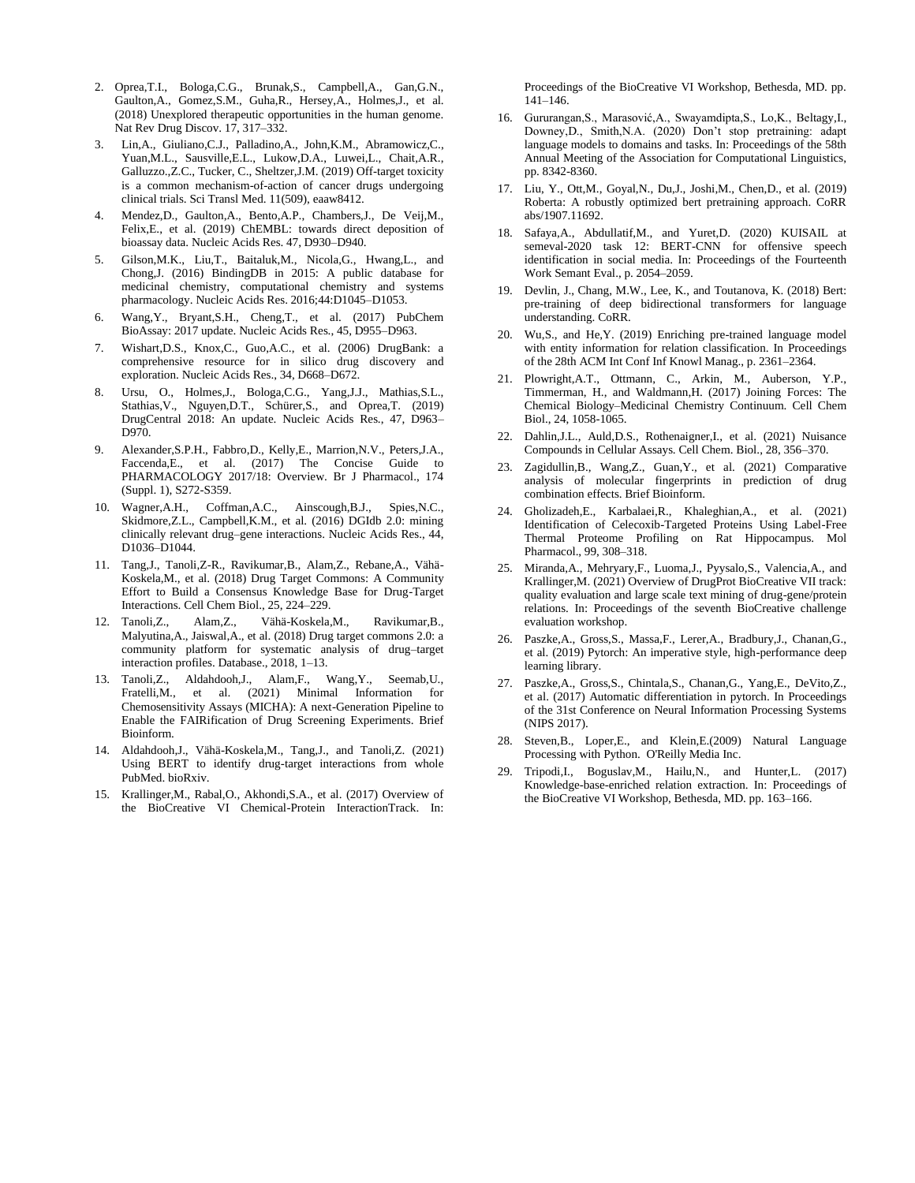2. Oprea,T.I., Bologa,C.G., Brunak,S., Campbell,A., Gan,G.N., Gaulton,A., Gomez,S.M., Guha,R., Hersey,A., Holmes,J., et al. (2018) Unexplored therapeutic opportunities in the human genome. Nat Rev Drug Discov. 17, 317–332.
3. Lin,A., Giuliano,C.J., Palladino,A., John,K.M., Abramowicz,C., Yuan,M.L., Sausville,E.L., Lukow,D.A., Luwei,L., Chait,A.R., Galluzzo.,Z.C., Tucker, C., Sheltzer,J.M. (2019) Off-target toxicity is a common mechanism-of-action of cancer drugs undergoing clinical trials. Sci Transl Med. 11(509), eaaw8412.
4. Mendez,D., Gaulton,A., Bento,A.P., Chambers,J., De Veij,M., Felix,E., et al. (2019) ChEMBL: towards direct deposition of bioassay data. Nucleic Acids Res. 47, D930–D940.
5. Gilson,M.K., Liu,T., Baitaluk,M., Nicola,G., Hwang,L., and Chong,J. (2016) BindingDB in 2015: A public database for medicinal chemistry, computational chemistry and systems pharmacology. Nucleic Acids Res. 2016;44:D1045–D1053.
6. Wang,Y., Bryant,S.H., Cheng,T., et al. (2017) PubChem BioAssay: 2017 update. Nucleic Acids Res., 45, D955–D963.
7. Wishart,D.S., Knox,C., Guo,A.C., et al. (2006) DrugBank: a comprehensive resource for in silico drug discovery and exploration. Nucleic Acids Res., 34, D668–D672.
8. Ursu, O., Holmes,J., Bologa,C.G., Yang,J.J., Mathias,S.L., Stathias,V., Nguyen,D.T., Schürer,S., and Oprea,T. (2019) DrugCentral 2018: An update. Nucleic Acids Res., 47, D963–D970.
9. Alexander,S.P.H., Fabbro,D., Kelly,E., Marrion,N.V., Peters,J.A., Faccenda,E., et al. (2017) The Concise Guide to PHARMACOLOGY 2017/18: Overview. Br J Pharmacol., 174 (Suppl. 1), S272-S359.
10. Wagner,A.H., Coffman,A.C., Ainscough,B.J., Spies,N.C., Skidmore,Z.L., Campbell,K.M., et al. (2016) DGIdb 2.0: mining clinically relevant drug–gene interactions. Nucleic Acids Res., 44, D1036–D1044.
11. Tang,J., Tanoli,Z-R., Ravikumar,B., Alam,Z., Rebane,A., Vähä-Koskela,M., et al. (2018) Drug Target Commons: A Community Effort to Build a Consensus Knowledge Base for Drug-Target Interactions. Cell Chem Biol., 25, 224–229.
12. Tanoli,Z., Alam,Z., Vähä-Koskela,M., Ravikumar,B., Malyutina,A., Jaiswal,A., et al. (2018) Drug target commons 2.0: a community platform for systematic analysis of drug–target interaction profiles. Database., 2018, 1–13.
13. Tanoli,Z., Aldahdooh,J., Alam,F., Wang,Y., Seemab,U., Fratelli,M., et al. (2021) Minimal Information for Chemosensitivity Assays (MICHA): A next-Generation Pipeline to Enable the FAIRification of Drug Screening Experiments. Brief Bioinform.
14. Aldahdooh,J., Vähä-Koskela,M., Tang,J., and Tanoli,Z. (2021) Using BERT to identify drug-target interactions from whole PubMed. bioRxiv.
15. Krallinger,M., Rabal,O., Akhondi,S.A., et al. (2017) Overview of the BioCreative VI Chemical-Protein InteractionTrack. In: Proceedings of the BioCreative VI Workshop, Bethesda, MD. pp. 141–146.
16. Gururangan,S., Marasović,A., Swayamdipta,S., Lo,K., Beltagy,I., Downey,D., Smith,N.A. (2020) Don't stop pretraining: adapt language models to domains and tasks. In: Proceedings of the 58th Annual Meeting of the Association for Computational Linguistics, pp. 8342-8360.
17. Liu, Y., Ott,M., Goyal,N., Du,J., Joshi,M., Chen,D., et al. (2019) Roberta: A robustly optimized bert pretraining approach. CoRR abs/1907.11692.
18. Safaya,A., Abdullatif,M., and Yuret,D. (2020) KUISAIL at semeval-2020 task 12: BERT-CNN for offensive speech identification in social media. In: Proceedings of the Fourteenth Work Semant Eval., p. 2054–2059.
19. Devlin, J., Chang, M.W., Lee, K., and Toutanova, K. (2018) Bert: pre-training of deep bidirectional transformers for language understanding. CoRR.
20. Wu,S., and He,Y. (2019) Enriching pre-trained language model with entity information for relation classification. In Proceedings of the 28th ACM Int Conf Inf Knowl Manag., p. 2361–2364.
21. Plowright,A.T., Ottmann, C., Arkin, M., Auberson, Y.P., Timmerman, H., and Waldmann,H. (2017) Joining Forces: The Chemical Biology–Medicinal Chemistry Continuum. Cell Chem Biol., 24, 1058-1065.
22. Dahlin,J.L., Auld,D.S., Rothenaigner,I., et al. (2021) Nuisance Compounds in Cellular Assays. Cell Chem. Biol., 28, 356–370.
23. Zagidullin,B., Wang,Z., Guan,Y., et al. (2021) Comparative analysis of molecular fingerprints in prediction of drug combination effects. Brief Bioinform.
24. Gholizadeh,E., Karbalaei,R., Khaleghian,A., et al. (2021) Identification of Celecoxib-Targeted Proteins Using Label-Free Thermal Proteome Profiling on Rat Hippocampus. Mol Pharmacol., 99, 308–318.
25. Miranda,A., Mehryary,F., Luoma,J., Pyysalo,S., Valencia,A., and Krallinger,M. (2021) Overview of DrugProt BioCreative VII track: quality evaluation and large scale text mining of drug-gene/protein relations. In: Proceedings of the seventh BioCreative challenge evaluation workshop.
26. Paszke,A., Gross,S., Massa,F., Lerer,A., Bradbury,J., Chanan,G., et al. (2019) Pytorch: An imperative style, high-performance deep learning library.
27. Paszke,A., Gross,S., Chintala,S., Chanan,G., Yang,E., DeVito,Z., et al. (2017) Automatic differentiation in pytorch. In Proceedings of the 31st Conference on Neural Information Processing Systems (NIPS 2017).
28. Steven,B., Loper,E., and Klein,E.(2009) Natural Language Processing with Python. O'Reilly Media Inc.
29. Tripodi,I., Boguslav,M., Hailu,N., and Hunter,L. (2017) Knowledge-base-enriched relation extraction. In: Proceedings of the BioCreative VI Workshop, Bethesda, MD. pp. 163–166.